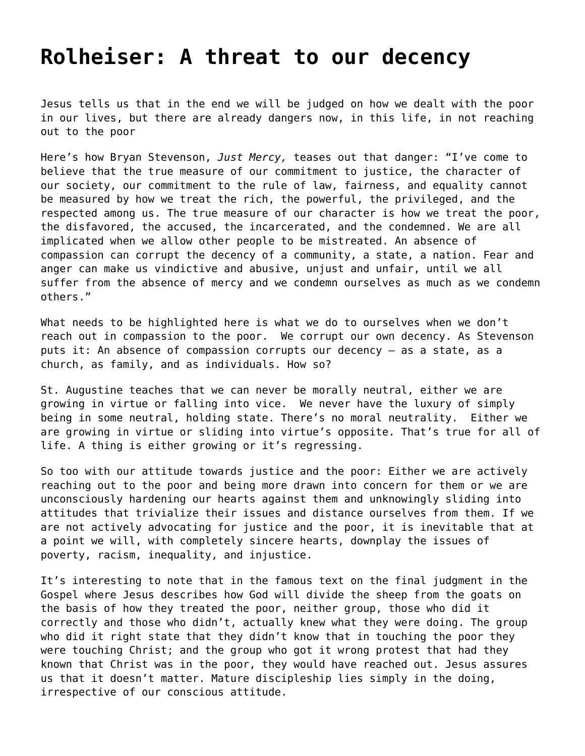# Rolheiser: A threat to our decency

Jesus tells us that in the end we will be judged on how we dealt with the poor in our lives, but there are already dangers now, in this life, in not reaching out to the poor

Here's how Bryan Stevenson, *Just Mercy,* teases out that danger: "I've come to believe that the true measure of our commitment to justice, the character of our society, our commitment to the rule of law, fairness, and equality cannot be measured by how we treat the rich, the powerful, the privileged, and the respected among us. The true measure of our character is how we treat the poor, the disfavored, the accused, the incarcerated, and the condemned. We are all implicated when we allow other people to be mistreated. An absence of compassion can corrupt the decency of a community, a state, a nation. Fear and anger can make us vindictive and abusive, unjust and unfair, until we all suffer from the absence of mercy and we condemn ourselves as much as we condemn others."

What needs to be highlighted here is what we do to ourselves when we don't reach out in compassion to the poor. We corrupt our own decency. As Stevenson puts it: An absence of compassion corrupts our decency – as a state, as a church, as family, and as individuals. How so?

St. Augustine teaches that we can never be morally neutral, either we are growing in virtue or falling into vice. We never have the luxury of simply being in some neutral, holding state. There's no moral neutrality. Either we are growing in virtue or sliding into virtue's opposite. That's true for all of life. A thing is either growing or it's regressing.

So too with our attitude towards justice and the poor: Either we are actively reaching out to the poor and being more drawn into concern for them or we are unconsciously hardening our hearts against them and unknowingly sliding into attitudes that trivialize their issues and distance ourselves from them. If we are not actively advocating for justice and the poor, it is inevitable that at a point we will, with completely sincere hearts, downplay the issues of poverty, racism, inequality, and injustice.

It's interesting to note that in the famous text on the final judgment in the Gospel where Jesus describes how God will divide the sheep from the goats on the basis of how they treated the poor, neither group, those who did it correctly and those who didn't, actually knew what they were doing. The group who did it right state that they didn't know that in touching the poor they were touching Christ; and the group who got it wrong protest that had they known that Christ was in the poor, they would have reached out. Jesus assures us that it doesn't matter. Mature discipleship lies simply in the doing, irrespective of our conscious attitude.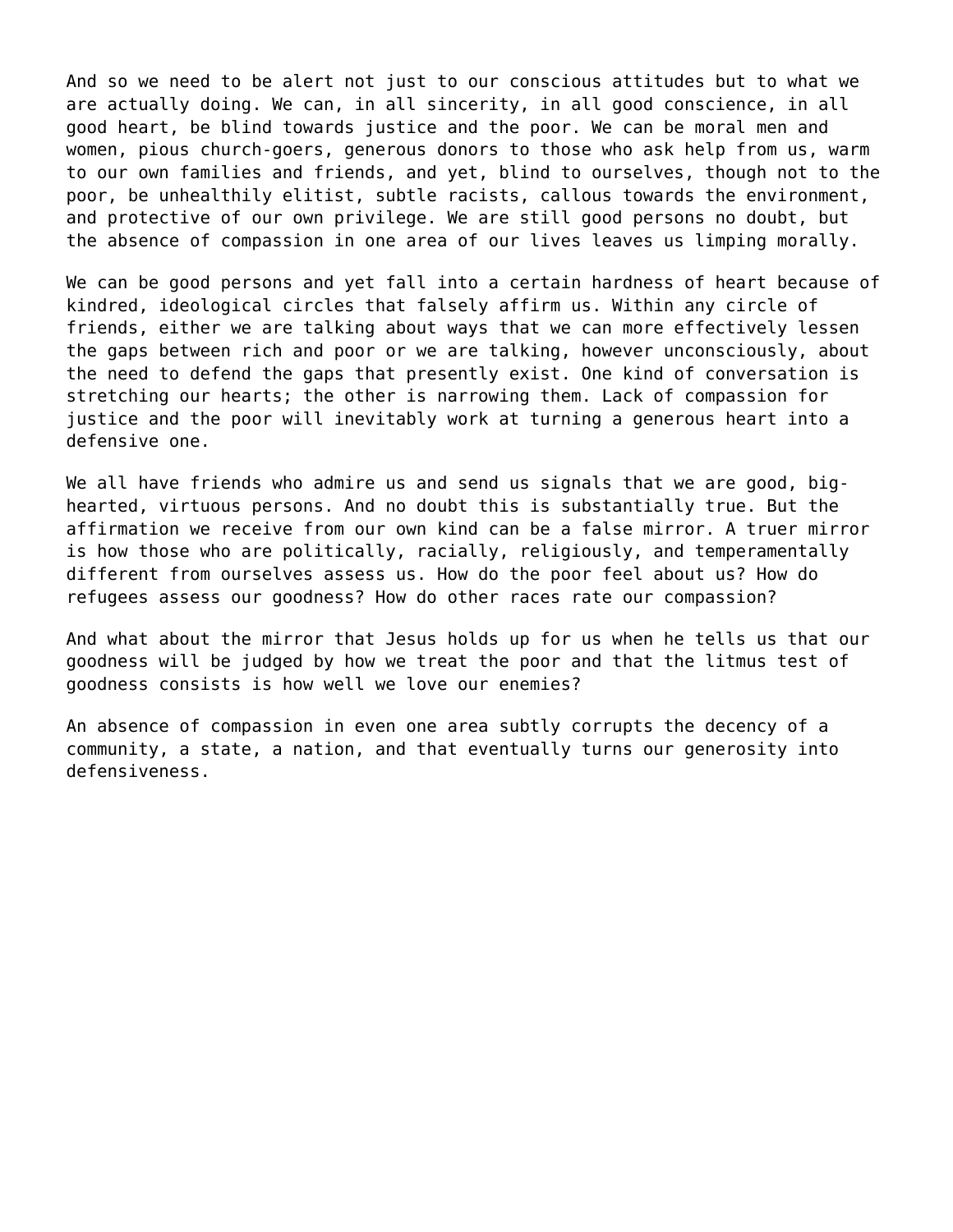And so we need to be alert not just to our conscious attitudes but to what we are actually doing. We can, in all sincerity, in all good conscience, in all good heart, be blind towards justice and the poor. We can be moral men and women, pious church-goers, generous donors to those who ask help from us, warm to our own families and friends, and yet, blind to ourselves, though not to the poor, be unhealthily elitist, subtle racists, callous towards the environment, and protective of our own privilege. We are still good persons no doubt, but the absence of compassion in one area of our lives leaves us limping morally.

We can be good persons and yet fall into a certain hardness of heart because of kindred, ideological circles that falsely affirm us. Within any circle of friends, either we are talking about ways that we can more effectively lessen the gaps between rich and poor or we are talking, however unconsciously, about the need to defend the gaps that presently exist. One kind of conversation is stretching our hearts; the other is narrowing them. Lack of compassion for justice and the poor will inevitably work at turning a generous heart into a defensive one.

We all have friends who admire us and send us signals that we are good, big-hearted, virtuous persons. And no doubt this is substantially true. But the affirmation we receive from our own kind can be a false mirror. A truer mirror is how those who are politically, racially, religiously, and temperamentally different from ourselves assess us. How do the poor feel about us? How do refugees assess our goodness? How do other races rate our compassion?

And what about the mirror that Jesus holds up for us when he tells us that our goodness will be judged by how we treat the poor and that the litmus test of goodness consists is how well we love our enemies?

An absence of compassion in even one area subtly corrupts the decency of a community, a state, a nation, and that eventually turns our generosity into defensiveness.